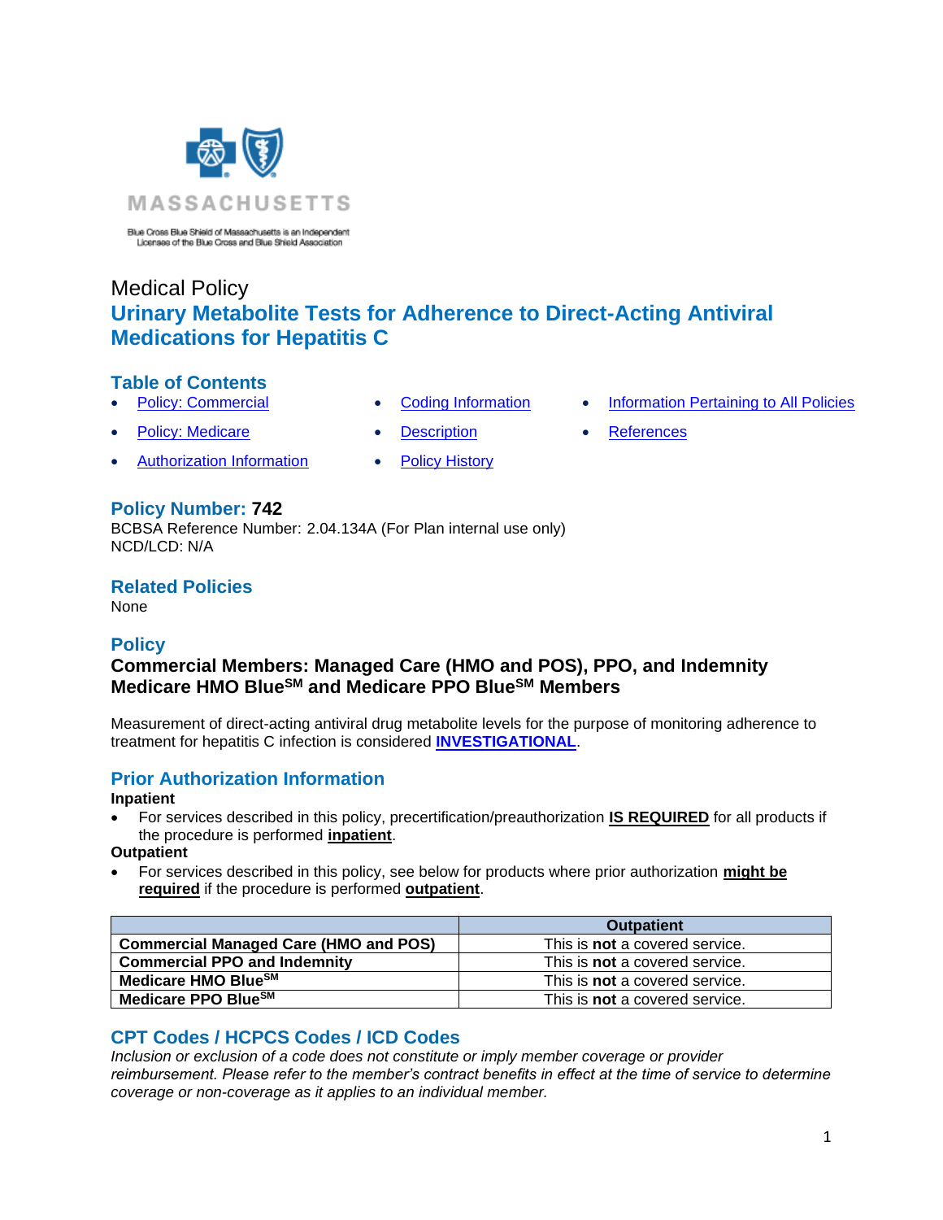MASSACHUSETTS

Blue Cross Blue Shield of Massachusetts is an Independent Licensee of the Blue Cross and Blue Shield Association

Medical Policy

# Urinary Metabolite Tests for Adherence to Direct-Acting Antiviral Medications for Hepatitis C

## Table of Contents

- Policy: Commercial
- Policy: Medicare
- Authorization Information
- Coding Information
- Description
- Policy History
- Information Pertaining to All Policies
- References

## Policy Number: 742

BCBSA Reference Number: 2.04.134A (For Plan internal use only)
NCD/LCD: N/A

## Related Policies

None

## Policy

**Commercial Members: Managed Care (HMO and POS), PPO, and Indemnity**
**Medicare HMO Blue**SM **and Medicare PPO Blue**SM **Members**

Measurement of direct-acting antiviral drug metabolite levels for the purpose of monitoring adherence to treatment for hepatitis C infection is considered **INVESTIGATIONAL**.

## Prior Authorization Information

**Inpatient**

- For services described in this policy, precertification/preauthorization **IS REQUIRED** for all products if the procedure is performed **inpatient**.

**Outpatient**

- For services described in this policy, see below for products where prior authorization **might be required** if the procedure is performed **outpatient**.

| | Outpatient |
|---|---|
| **Commercial Managed Care (HMO and POS)** | This is **not** a covered service. |
| **Commercial PPO and Indemnity** | This is **not** a covered service. |
| **Medicare HMO Blue**SM | This is **not** a covered service. |
| **Medicare PPO Blue**SM | This is **not** a covered service. |

## CPT Codes / HCPCS Codes / ICD Codes

*Inclusion or exclusion of a code does not constitute or imply member coverage or provider reimbursement. Please refer to the member's contract benefits in effect at the time of service to determine coverage or non-coverage as it applies to an individual member.*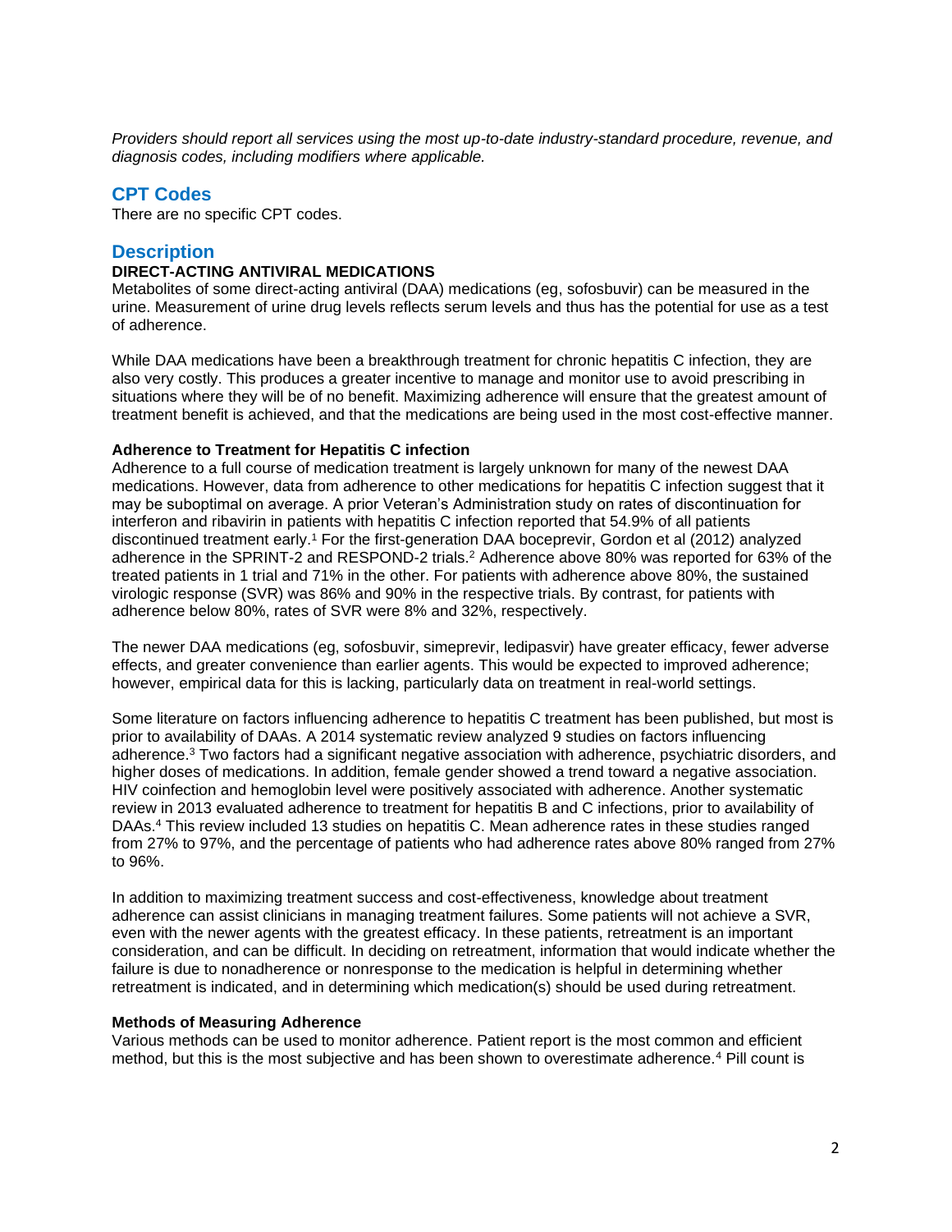*Providers should report all services using the most up-to-date industry-standard procedure, revenue, and diagnosis codes, including modifiers where applicable.*

## CPT Codes

There are no specific CPT codes.

## Description

### DIRECT-ACTING ANTIVIRAL MEDICATIONS

Metabolites of some direct-acting antiviral (DAA) medications (eg, sofosbuvir) can be measured in the urine. Measurement of urine drug levels reflects serum levels and thus has the potential for use as a test of adherence.

While DAA medications have been a breakthrough treatment for chronic hepatitis C infection, they are also very costly. This produces a greater incentive to manage and monitor use to avoid prescribing in situations where they will be of no benefit. Maximizing adherence will ensure that the greatest amount of treatment benefit is achieved, and that the medications are being used in the most cost-effective manner.

#### Adherence to Treatment for Hepatitis C infection

Adherence to a full course of medication treatment is largely unknown for many of the newest DAA medications. However, data from adherence to other medications for hepatitis C infection suggest that it may be suboptimal on average. A prior Veteran's Administration study on rates of discontinuation for interferon and ribavirin in patients with hepatitis C infection reported that 54.9% of all patients discontinued treatment early.[1] For the first-generation DAA boceprevir, Gordon et al (2012) analyzed adherence in the SPRINT-2 and RESPOND-2 trials.[2] Adherence above 80% was reported for 63% of the treated patients in 1 trial and 71% in the other. For patients with adherence above 80%, the sustained virologic response (SVR) was 86% and 90% in the respective trials. By contrast, for patients with adherence below 80%, rates of SVR were 8% and 32%, respectively.

The newer DAA medications (eg, sofosbuvir, simeprevir, ledipasvir) have greater efficacy, fewer adverse effects, and greater convenience than earlier agents. This would be expected to improved adherence; however, empirical data for this is lacking, particularly data on treatment in real-world settings.

Some literature on factors influencing adherence to hepatitis C treatment has been published, but most is prior to availability of DAAs. A 2014 systematic review analyzed 9 studies on factors influencing adherence.[3] Two factors had a significant negative association with adherence, psychiatric disorders, and higher doses of medications. In addition, female gender showed a trend toward a negative association. HIV coinfection and hemoglobin level were positively associated with adherence. Another systematic review in 2013 evaluated adherence to treatment for hepatitis B and C infections, prior to availability of DAAs.[4] This review included 13 studies on hepatitis C. Mean adherence rates in these studies ranged from 27% to 97%, and the percentage of patients who had adherence rates above 80% ranged from 27% to 96%.

In addition to maximizing treatment success and cost-effectiveness, knowledge about treatment adherence can assist clinicians in managing treatment failures. Some patients will not achieve a SVR, even with the newer agents with the greatest efficacy. In these patients, retreatment is an important consideration, and can be difficult. In deciding on retreatment, information that would indicate whether the failure is due to nonadherence or nonresponse to the medication is helpful in determining whether retreatment is indicated, and in determining which medication(s) should be used during retreatment.

#### Methods of Measuring Adherence

Various methods can be used to monitor adherence. Patient report is the most common and efficient method, but this is the most subjective and has been shown to overestimate adherence.[4] Pill count is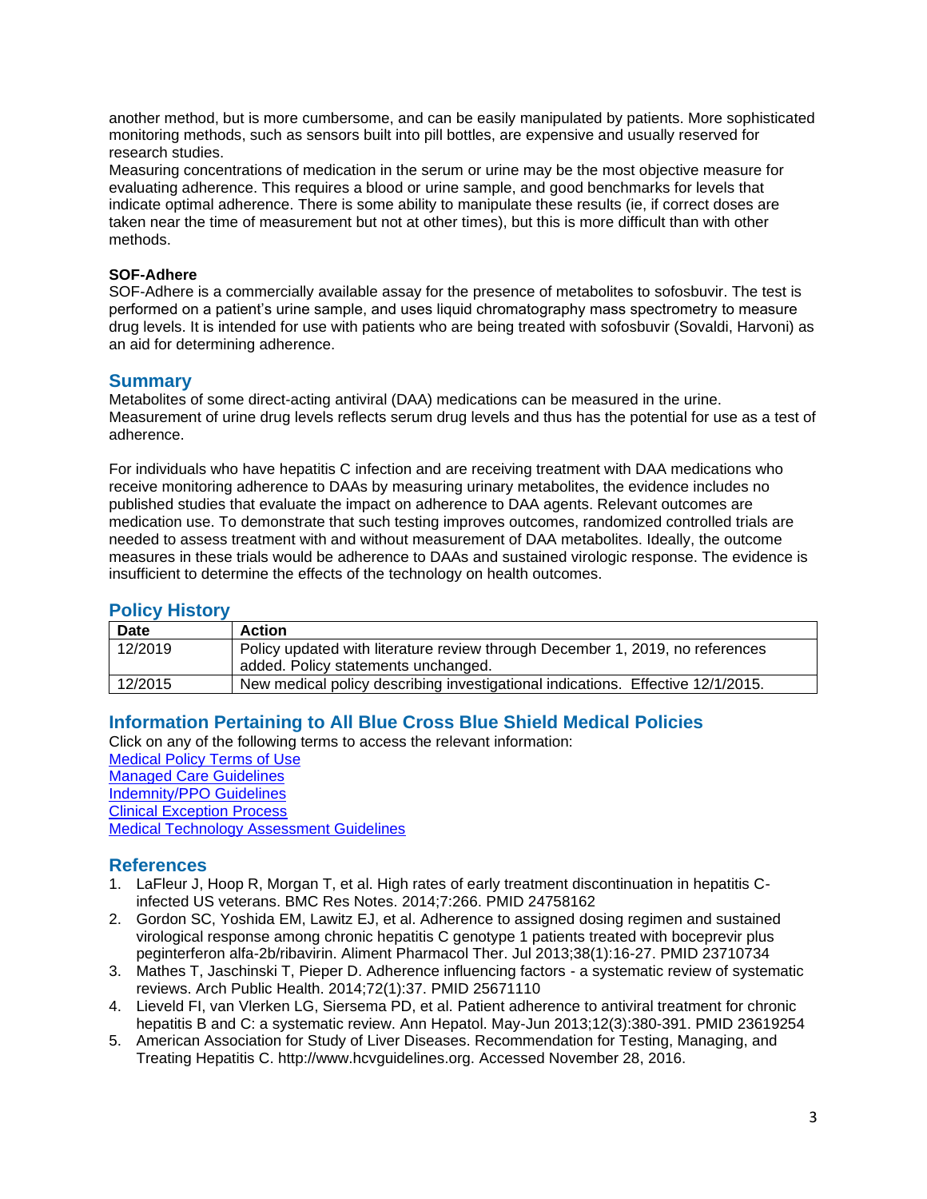another method, but is more cumbersome, and can be easily manipulated by patients. More sophisticated monitoring methods, such as sensors built into pill bottles, are expensive and usually reserved for research studies.
Measuring concentrations of medication in the serum or urine may be the most objective measure for evaluating adherence. This requires a blood or urine sample, and good benchmarks for levels that indicate optimal adherence. There is some ability to manipulate these results (ie, if correct doses are taken near the time of measurement but not at other times), but this is more difficult than with other methods.

**SOF-Adhere**
SOF-Adhere is a commercially available assay for the presence of metabolites to sofosbuvir. The test is performed on a patient's urine sample, and uses liquid chromatography mass spectrometry to measure drug levels. It is intended for use with patients who are being treated with sofosbuvir (Sovaldi, Harvoni) as an aid for determining adherence.

## Summary

Metabolites of some direct-acting antiviral (DAA) medications can be measured in the urine. Measurement of urine drug levels reflects serum drug levels and thus has the potential for use as a test of adherence.

For individuals who have hepatitis C infection and are receiving treatment with DAA medications who receive monitoring adherence to DAAs by measuring urinary metabolites, the evidence includes no published studies that evaluate the impact on adherence to DAA agents. Relevant outcomes are medication use. To demonstrate that such testing improves outcomes, randomized controlled trials are needed to assess treatment with and without measurement of DAA metabolites. Ideally, the outcome measures in these trials would be adherence to DAAs and sustained virologic response. The evidence is insufficient to determine the effects of the technology on health outcomes.

## Policy History

| Date | Action |
|---|---|
| 12/2019 | Policy updated with literature review through December 1, 2019, no references added. Policy statements unchanged. |
| 12/2015 | New medical policy describing investigational indications. Effective 12/1/2015. |

## Information Pertaining to All Blue Cross Blue Shield Medical Policies

Click on any of the following terms to access the relevant information:
Medical Policy Terms of Use
Managed Care Guidelines
Indemnity/PPO Guidelines
Clinical Exception Process
Medical Technology Assessment Guidelines

## References

1. LaFleur J, Hoop R, Morgan T, et al. High rates of early treatment discontinuation in hepatitis C-infected US veterans. BMC Res Notes. 2014;7:266. PMID 24758162
2. Gordon SC, Yoshida EM, Lawitz EJ, et al. Adherence to assigned dosing regimen and sustained virological response among chronic hepatitis C genotype 1 patients treated with boceprevir plus peginterferon alfa-2b/ribavirin. Aliment Pharmacol Ther. Jul 2013;38(1):16-27. PMID 23710734
3. Mathes T, Jaschinski T, Pieper D. Adherence influencing factors - a systematic review of systematic reviews. Arch Public Health. 2014;72(1):37. PMID 25671110
4. Lieveld FI, van Vlerken LG, Siersema PD, et al. Patient adherence to antiviral treatment for chronic hepatitis B and C: a systematic review. Ann Hepatol. May-Jun 2013;12(3):380-391. PMID 23619254
5. American Association for Study of Liver Diseases. Recommendation for Testing, Managing, and Treating Hepatitis C. http://www.hcvguidelines.org. Accessed November 28, 2016.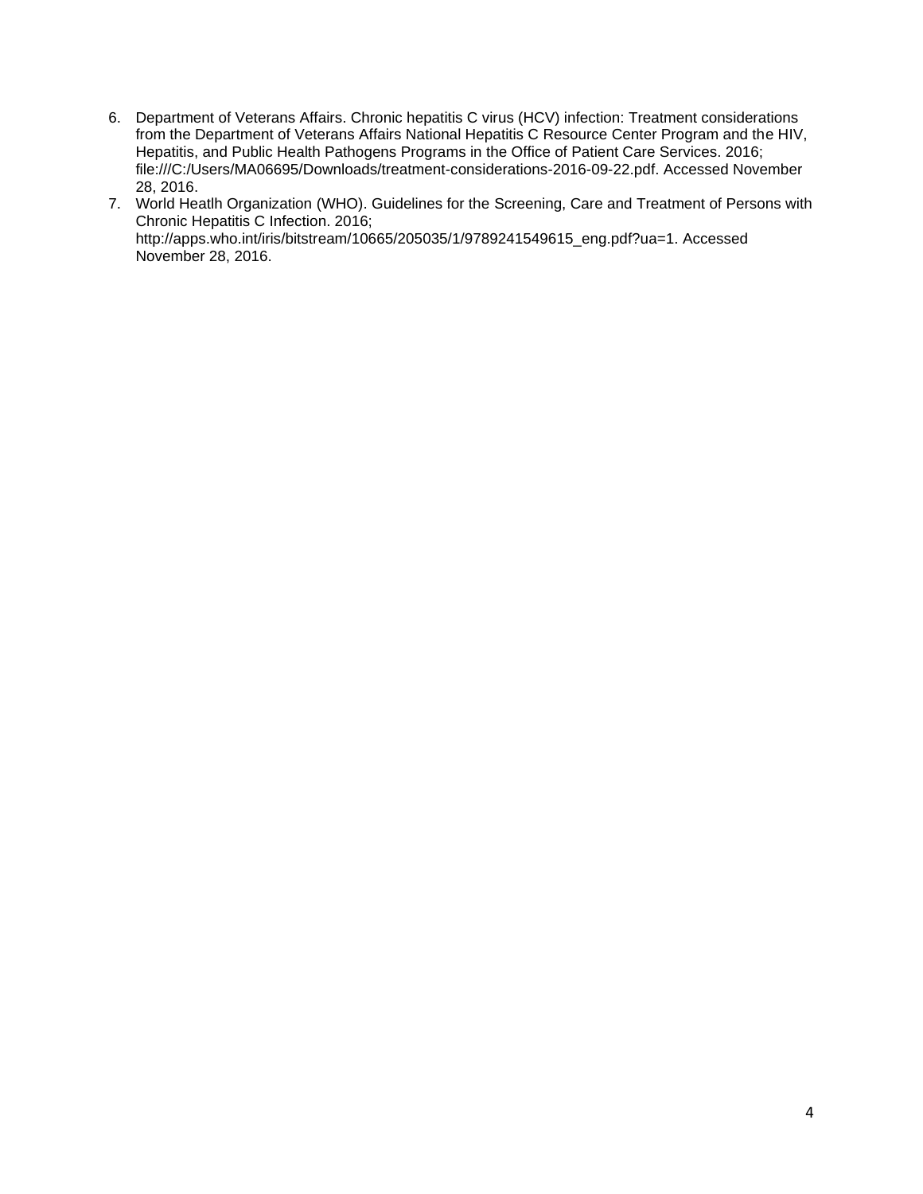6. Department of Veterans Affairs. Chronic hepatitis C virus (HCV) infection: Treatment considerations from the Department of Veterans Affairs National Hepatitis C Resource Center Program and the HIV, Hepatitis, and Public Health Pathogens Programs in the Office of Patient Care Services. 2016; file:///C:/Users/MA06695/Downloads/treatment-considerations-2016-09-22.pdf. Accessed November 28, 2016.
7. World Heatlh Organization (WHO). Guidelines for the Screening, Care and Treatment of Persons with Chronic Hepatitis C Infection. 2016; http://apps.who.int/iris/bitstream/10665/205035/1/9789241549615_eng.pdf?ua=1. Accessed November 28, 2016.